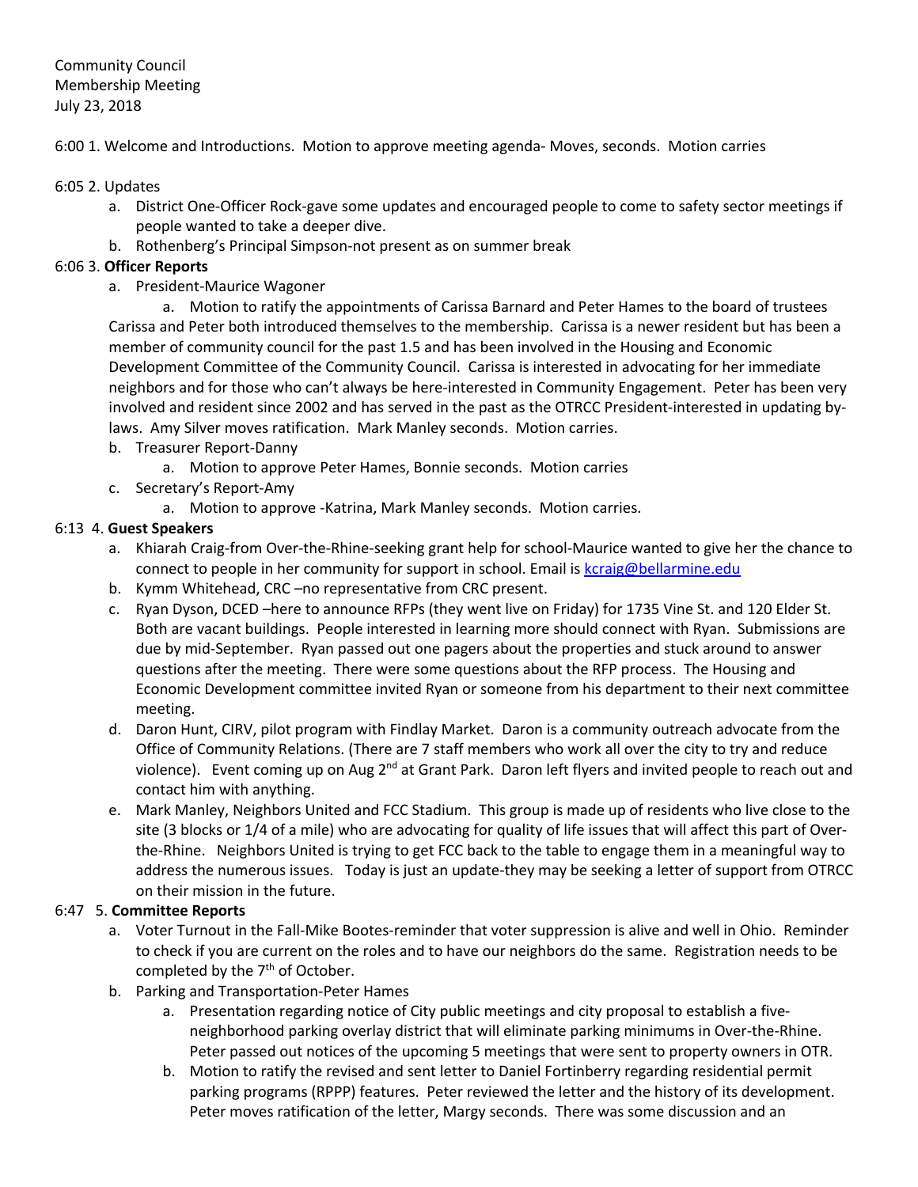Community Council
Membership Meeting
July 23, 2018

6:00 1. Welcome and Introductions. Motion to approve meeting agenda- Moves, seconds. Motion carries

6:05 2. Updates

a. District One-Officer Rock-gave some updates and encouraged people to come to safety sector meetings if people wanted to take a deeper dive.
b. Rothenberg's Principal Simpson-not present as on summer break

6:06 3. **Officer Reports**

a. President-Maurice Wagoner

    a. Motion to ratify the appointments of Carissa Barnard and Peter Hames to the board of trustees Carissa and Peter both introduced themselves to the membership. Carissa is a newer resident but has been a member of community council for the past 1.5 and has been involved in the Housing and Economic Development Committee of the Community Council. Carissa is interested in advocating for her immediate neighbors and for those who can't always be here-interested in Community Engagement. Peter has been very involved and resident since 2002 and has served in the past as the OTRCC President-interested in updating by-laws. Amy Silver moves ratification. Mark Manley seconds. Motion carries.

b. Treasurer Report-Danny
    a. Motion to approve Peter Hames, Bonnie seconds. Motion carries
c. Secretary's Report-Amy
    a. Motion to approve -Katrina, Mark Manley seconds. Motion carries.

6:13 4. **Guest Speakers**

a. Khiarah Craig-from Over-the-Rhine-seeking grant help for school-Maurice wanted to give her the chance to connect to people in her community for support in school. Email is kcraig@bellarmine.edu
b. Kymm Whitehead, CRC –no representative from CRC present.
c. Ryan Dyson, DCED –here to announce RFPs (they went live on Friday) for 1735 Vine St. and 120 Elder St. Both are vacant buildings. People interested in learning more should connect with Ryan. Submissions are due by mid-September. Ryan passed out one pagers about the properties and stuck around to answer questions after the meeting. There were some questions about the RFP process. The Housing and Economic Development committee invited Ryan or someone from his department to their next committee meeting.
d. Daron Hunt, CIRV, pilot program with Findlay Market. Daron is a community outreach advocate from the Office of Community Relations. (There are 7 staff members who work all over the city to try and reduce violence). Event coming up on Aug 2nd at Grant Park. Daron left flyers and invited people to reach out and contact him with anything.
e. Mark Manley, Neighbors United and FCC Stadium. This group is made up of residents who live close to the site (3 blocks or 1/4 of a mile) who are advocating for quality of life issues that will affect this part of Over-the-Rhine. Neighbors United is trying to get FCC back to the table to engage them in a meaningful way to address the numerous issues. Today is just an update-they may be seeking a letter of support from OTRCC on their mission in the future.

6:47 5. **Committee Reports**

a. Voter Turnout in the Fall-Mike Bootes-reminder that voter suppression is alive and well in Ohio. Reminder to check if you are current on the roles and to have our neighbors do the same. Registration needs to be completed by the 7th of October.
b. Parking and Transportation-Peter Hames
    a. Presentation regarding notice of City public meetings and city proposal to establish a five-neighborhood parking overlay district that will eliminate parking minimums in Over-the-Rhine. Peter passed out notices of the upcoming 5 meetings that were sent to property owners in OTR.
    b. Motion to ratify the revised and sent letter to Daniel Fortinberry regarding residential permit parking programs (RPPP) features. Peter reviewed the letter and the history of its development. Peter moves ratification of the letter, Margy seconds. There was some discussion and an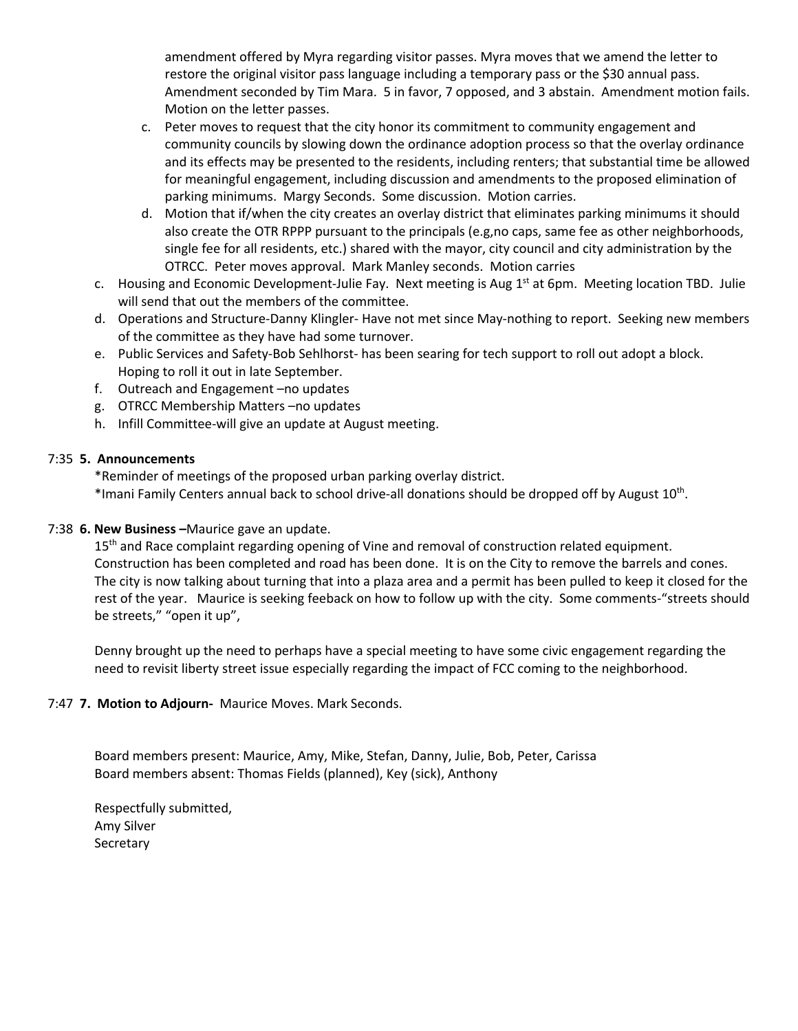amendment offered by Myra regarding visitor passes. Myra moves that we amend the letter to restore the original visitor pass language including a temporary pass or the $30 annual pass. Amendment seconded by Tim Mara. 5 in favor, 7 opposed, and 3 abstain. Amendment motion fails. Motion on the letter passes.

c. Peter moves to request that the city honor its commitment to community engagement and community councils by slowing down the ordinance adoption process so that the overlay ordinance and its effects may be presented to the residents, including renters; that substantial time be allowed for meaningful engagement, including discussion and amendments to the proposed elimination of parking minimums. Margy Seconds. Some discussion. Motion carries.

d. Motion that if/when the city creates an overlay district that eliminates parking minimums it should also create the OTR RPPP pursuant to the principals (e.g,no caps, same fee as other neighborhoods, single fee for all residents, etc.) shared with the mayor, city council and city administration by the OTRCC. Peter moves approval. Mark Manley seconds. Motion carries

c. Housing and Economic Development-Julie Fay. Next meeting is Aug 1st at 6pm. Meeting location TBD. Julie will send that out the members of the committee.

d. Operations and Structure-Danny Klingler- Have not met since May-nothing to report. Seeking new members of the committee as they have had some turnover.

e. Public Services and Safety-Bob Sehlhorst- has been searing for tech support to roll out adopt a block. Hoping to roll it out in late September.

f. Outreach and Engagement –no updates

g. OTRCC Membership Matters –no updates

h. Infill Committee-will give an update at August meeting.

7:35 **5. Announcements**

*Reminder of meetings of the proposed urban parking overlay district.
*Imani Family Centers annual back to school drive-all donations should be dropped off by August 10th.

7:38 **6. New Business –**Maurice gave an update.

15th and Race complaint regarding opening of Vine and removal of construction related equipment. Construction has been completed and road has been done. It is on the City to remove the barrels and cones. The city is now talking about turning that into a plaza area and a permit has been pulled to keep it closed for the rest of the year. Maurice is seeking feeback on how to follow up with the city. Some comments-"streets should be streets," "open it up",

Denny brought up the need to perhaps have a special meeting to have some civic engagement regarding the need to revisit liberty street issue especially regarding the impact of FCC coming to the neighborhood.

7:47 **7. Motion to Adjourn-** Maurice Moves. Mark Seconds.

Board members present: Maurice, Amy, Mike, Stefan, Danny, Julie, Bob, Peter, Carissa
Board members absent: Thomas Fields (planned), Key (sick), Anthony

Respectfully submitted,
Amy Silver
Secretary